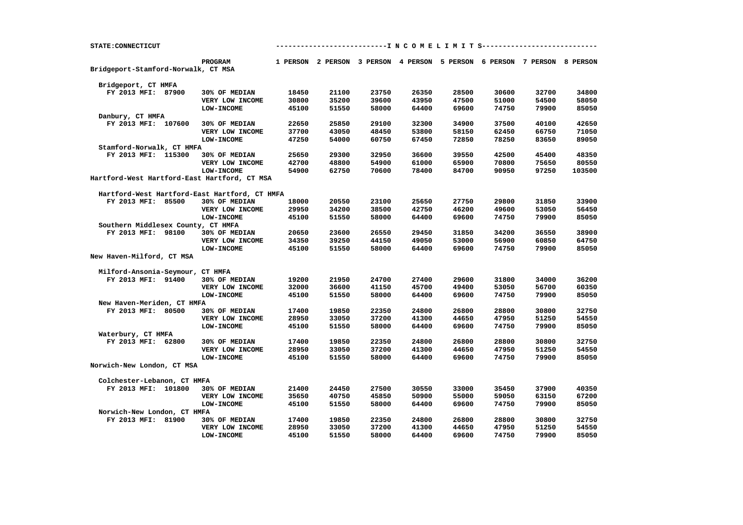STATE:CONNECTICUT

| | PROGRAM | 1 PERSON | 2 PERSON | 3 PERSON | 4 PERSON | 5 PERSON | 6 PERSON | 7 PERSON | 8 PERSON |
|---|---|---|---|---|---|---|---|---|---|
| **Bridgeport-Stamford-Norwalk, CT MSA** | | | | | | | | | |
| Bridgeport, CT HMFA | | | | | | | | | |
| FY 2013 MFI: 87900 | 30% OF MEDIAN | 18450 | 21100 | 23750 | 26350 | 28500 | 30600 | 32700 | 34800 |
| | VERY LOW INCOME | 30800 | 35200 | 39600 | 43950 | 47500 | 51000 | 54500 | 58050 |
| | LOW-INCOME | 45100 | 51550 | 58000 | 64400 | 69600 | 74750 | 79900 | 85050 |
| Danbury, CT HMFA | | | | | | | | | |
| FY 2013 MFI: 107600 | 30% OF MEDIAN | 22650 | 25850 | 29100 | 32300 | 34900 | 37500 | 40100 | 42650 |
| | VERY LOW INCOME | 37700 | 43050 | 48450 | 53800 | 58150 | 62450 | 66750 | 71050 |
| | LOW-INCOME | 47250 | 54000 | 60750 | 67450 | 72850 | 78250 | 83650 | 89050 |
| Stamford-Norwalk, CT HMFA | | | | | | | | | |
| FY 2013 MFI: 115300 | 30% OF MEDIAN | 25650 | 29300 | 32950 | 36600 | 39550 | 42500 | 45400 | 48350 |
| | VERY LOW INCOME | 42700 | 48800 | 54900 | 61000 | 65900 | 70800 | 75650 | 80550 |
| | LOW-INCOME | 54900 | 62750 | 70600 | 78400 | 84700 | 90950 | 97250 | 103500 |
| **Hartford-West Hartford-East Hartford, CT MSA** | | | | | | | | | |
| Hartford-West Hartford-East Hartford, CT HMFA | | | | | | | | | |
| FY 2013 MFI: 85500 | 30% OF MEDIAN | 18000 | 20550 | 23100 | 25650 | 27750 | 29800 | 31850 | 33900 |
| | VERY LOW INCOME | 29950 | 34200 | 38500 | 42750 | 46200 | 49600 | 53050 | 56450 |
| | LOW-INCOME | 45100 | 51550 | 58000 | 64400 | 69600 | 74750 | 79900 | 85050 |
| Southern Middlesex County, CT HMFA | | | | | | | | | |
| FY 2013 MFI: 98100 | 30% OF MEDIAN | 20650 | 23600 | 26550 | 29450 | 31850 | 34200 | 36550 | 38900 |
| | VERY LOW INCOME | 34350 | 39250 | 44150 | 49050 | 53000 | 56900 | 60850 | 64750 |
| | LOW-INCOME | 45100 | 51550 | 58000 | 64400 | 69600 | 74750 | 79900 | 85050 |
| **New Haven-Milford, CT MSA** | | | | | | | | | |
| Milford-Ansonia-Seymour, CT HMFA | | | | | | | | | |
| FY 2013 MFI: 91400 | 30% OF MEDIAN | 19200 | 21950 | 24700 | 27400 | 29600 | 31800 | 34000 | 36200 |
| | VERY LOW INCOME | 32000 | 36600 | 41150 | 45700 | 49400 | 53050 | 56700 | 60350 |
| | LOW-INCOME | 45100 | 51550 | 58000 | 64400 | 69600 | 74750 | 79900 | 85050 |
| New Haven-Meriden, CT HMFA | | | | | | | | | |
| FY 2013 MFI: 80500 | 30% OF MEDIAN | 17400 | 19850 | 22350 | 24800 | 26800 | 28800 | 30800 | 32750 |
| | VERY LOW INCOME | 28950 | 33050 | 37200 | 41300 | 44650 | 47950 | 51250 | 54550 |
| | LOW-INCOME | 45100 | 51550 | 58000 | 64400 | 69600 | 74750 | 79900 | 85050 |
| Waterbury, CT HMFA | | | | | | | | | |
| FY 2013 MFI: 62800 | 30% OF MEDIAN | 17400 | 19850 | 22350 | 24800 | 26800 | 28800 | 30800 | 32750 |
| | VERY LOW INCOME | 28950 | 33050 | 37200 | 41300 | 44650 | 47950 | 51250 | 54550 |
| | LOW-INCOME | 45100 | 51550 | 58000 | 64400 | 69600 | 74750 | 79900 | 85050 |
| **Norwich-New London, CT MSA** | | | | | | | | | |
| Colchester-Lebanon, CT HMFA | | | | | | | | | |
| FY 2013 MFI: 101800 | 30% OF MEDIAN | 21400 | 24450 | 27500 | 30550 | 33000 | 35450 | 37900 | 40350 |
| | VERY LOW INCOME | 35650 | 40750 | 45850 | 50900 | 55000 | 59050 | 63150 | 67200 |
| | LOW-INCOME | 45100 | 51550 | 58000 | 64400 | 69600 | 74750 | 79900 | 85050 |
| Norwich-New London, CT HMFA | | | | | | | | | |
| FY 2013 MFI: 81900 | 30% OF MEDIAN | 17400 | 19850 | 22350 | 24800 | 26800 | 28800 | 30800 | 32750 |
| | VERY LOW INCOME | 28950 | 33050 | 37200 | 41300 | 44650 | 47950 | 51250 | 54550 |
| | LOW-INCOME | 45100 | 51550 | 58000 | 64400 | 69600 | 74750 | 79900 | 85050 |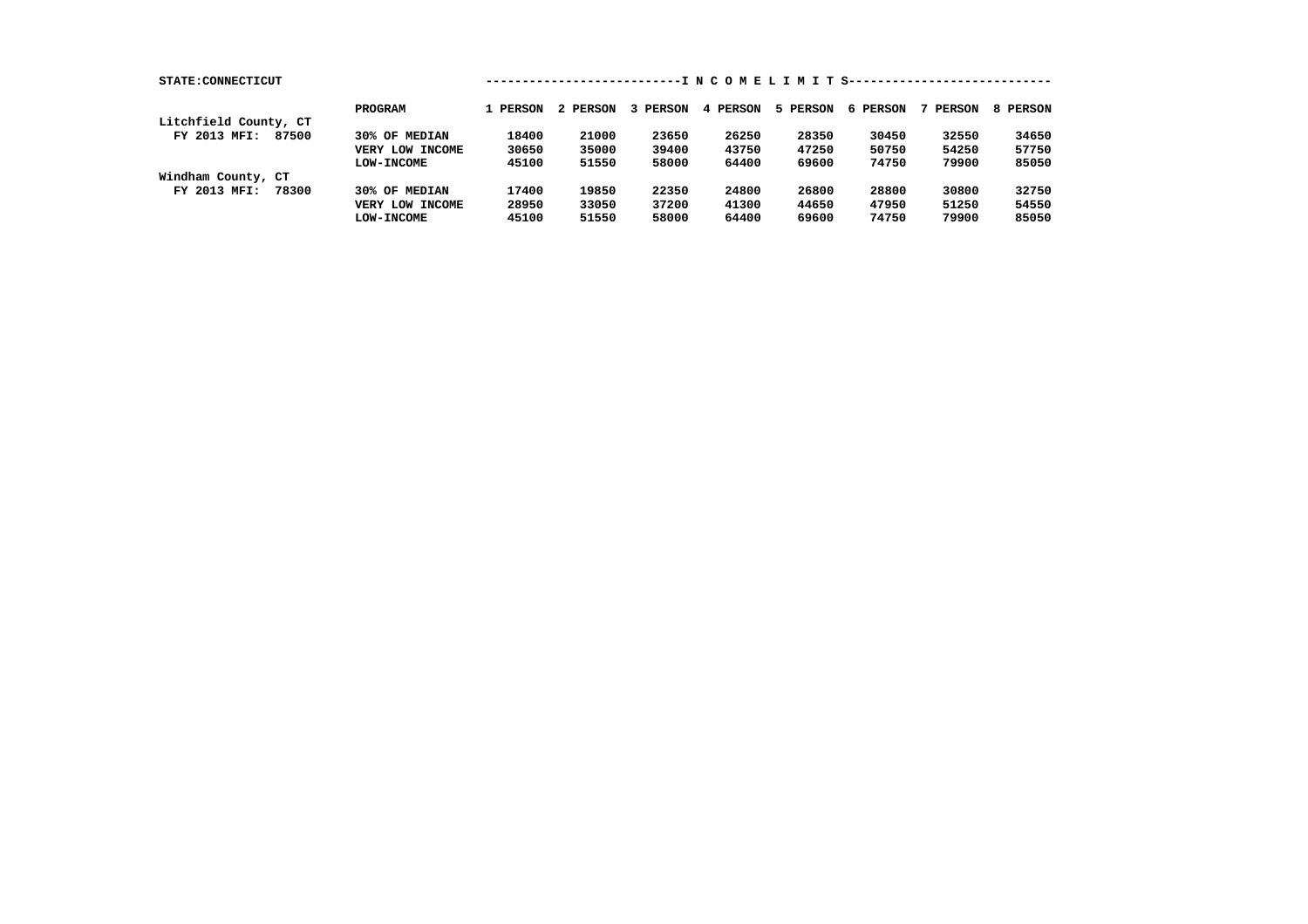STATE:CONNECTICUT

| | PROGRAM | 1 PERSON | 2 PERSON | 3 PERSON | 4 PERSON | 5 PERSON | 6 PERSON | 7 PERSON | 8 PERSON |
|---|---|---|---|---|---|---|---|---|---|
| | | I N C O M E | L I M I T S | | | | | | |
| Litchfield County, CT | | | | | | | | | |
| FY 2013 MFI: 87500 | 30% OF MEDIAN | 18400 | 21000 | 23650 | 26250 | 28350 | 30450 | 32550 | 34650 |
| | VERY LOW INCOME | 30650 | 35000 | 39400 | 43750 | 47250 | 50750 | 54250 | 57750 |
| | LOW-INCOME | 45100 | 51550 | 58000 | 64400 | 69600 | 74750 | 79900 | 85050 |
| Windham County, CT | | | | | | | | | |
| FY 2013 MFI: 78300 | 30% OF MEDIAN | 17400 | 19850 | 22350 | 24800 | 26800 | 28800 | 30800 | 32750 |
| | VERY LOW INCOME | 28950 | 33050 | 37200 | 41300 | 44650 | 47950 | 51250 | 54550 |
| | LOW-INCOME | 45100 | 51550 | 58000 | 64400 | 69600 | 74750 | 79900 | 85050 |